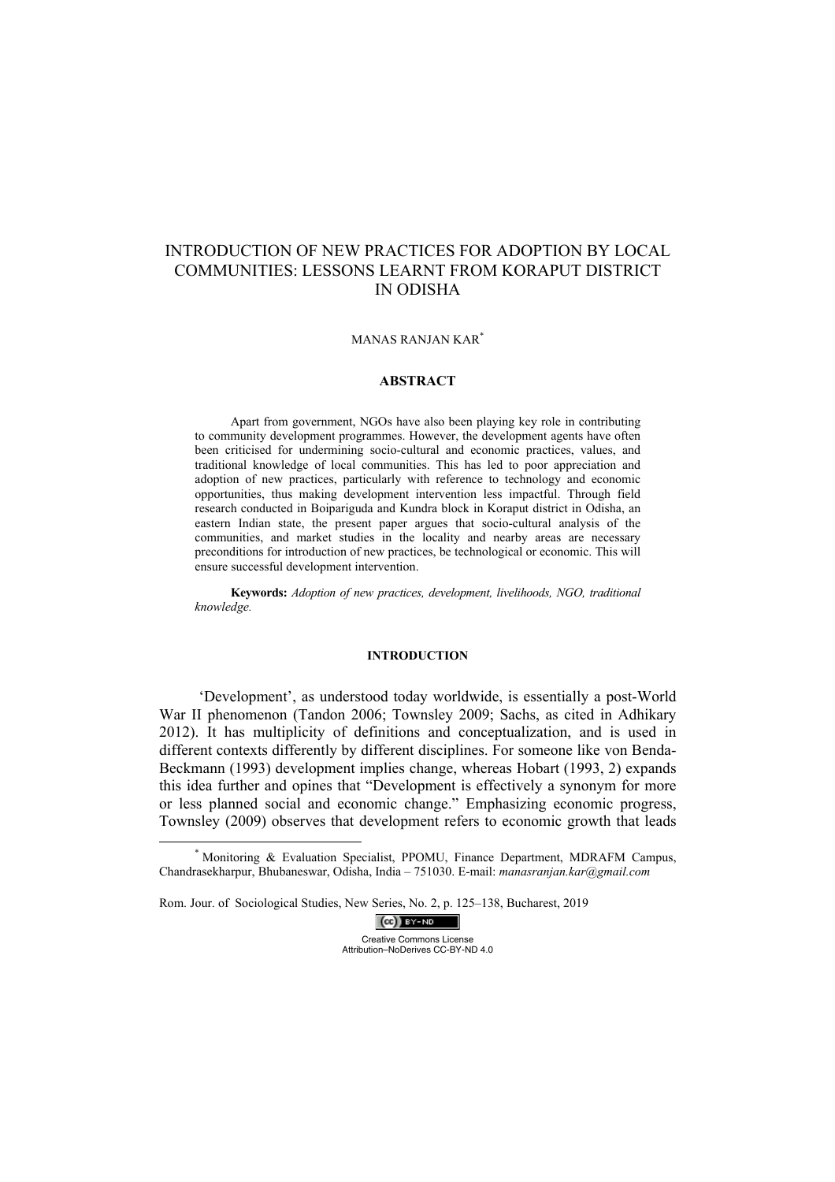# INTRODUCTION OF NEW PRACTICES FOR ADOPTION BY LOCAL COMMUNITIES: LESSONS LEARNT FROM KORAPUT DISTRICT IN ODISHA

MANAS RANJAN KAR[*]

## ABSTRACT

Apart from government, NGOs have also been playing key role in contributing to community development programmes. However, the development agents have often been criticised for undermining socio-cultural and economic practices, values, and traditional knowledge of local communities. This has led to poor appreciation and adoption of new practices, particularly with reference to technology and economic opportunities, thus making development intervention less impactful. Through field research conducted in Boipariguda and Kundra block in Koraput district in Odisha, an eastern Indian state, the present paper argues that socio-cultural analysis of the communities, and market studies in the locality and nearby areas are necessary preconditions for introduction of new practices, be technological or economic. This will ensure successful development intervention.

**Keywords:** *Adoption of new practices, development, livelihoods, NGO, traditional knowledge.*

## INTRODUCTION

'Development', as understood today worldwide, is essentially a post-World War II phenomenon (Tandon 2006; Townsley 2009; Sachs, as cited in Adhikary 2012). It has multiplicity of definitions and conceptualization, and is used in different contexts differently by different disciplines. For someone like von Benda-Beckmann (1993) development implies change, whereas Hobart (1993, 2) expands this idea further and opines that "Development is effectively a synonym for more or less planned social and economic change." Emphasizing economic progress, Townsley (2009) observes that development refers to economic growth that leads

[*] Monitoring & Evaluation Specialist, PPOMU, Finance Department, MDRAFM Campus, Chandrasekharpur, Bhubaneswar, Odisha, India – 751030. E-mail: *manasranjan.kar@gmail.com*

Rom. Jour. of Sociological Studies, New Series, No. 2, p. 125–138, Bucharest, 2019

Creative Commons License Attribution–NoDerives CC-BY-ND 4.0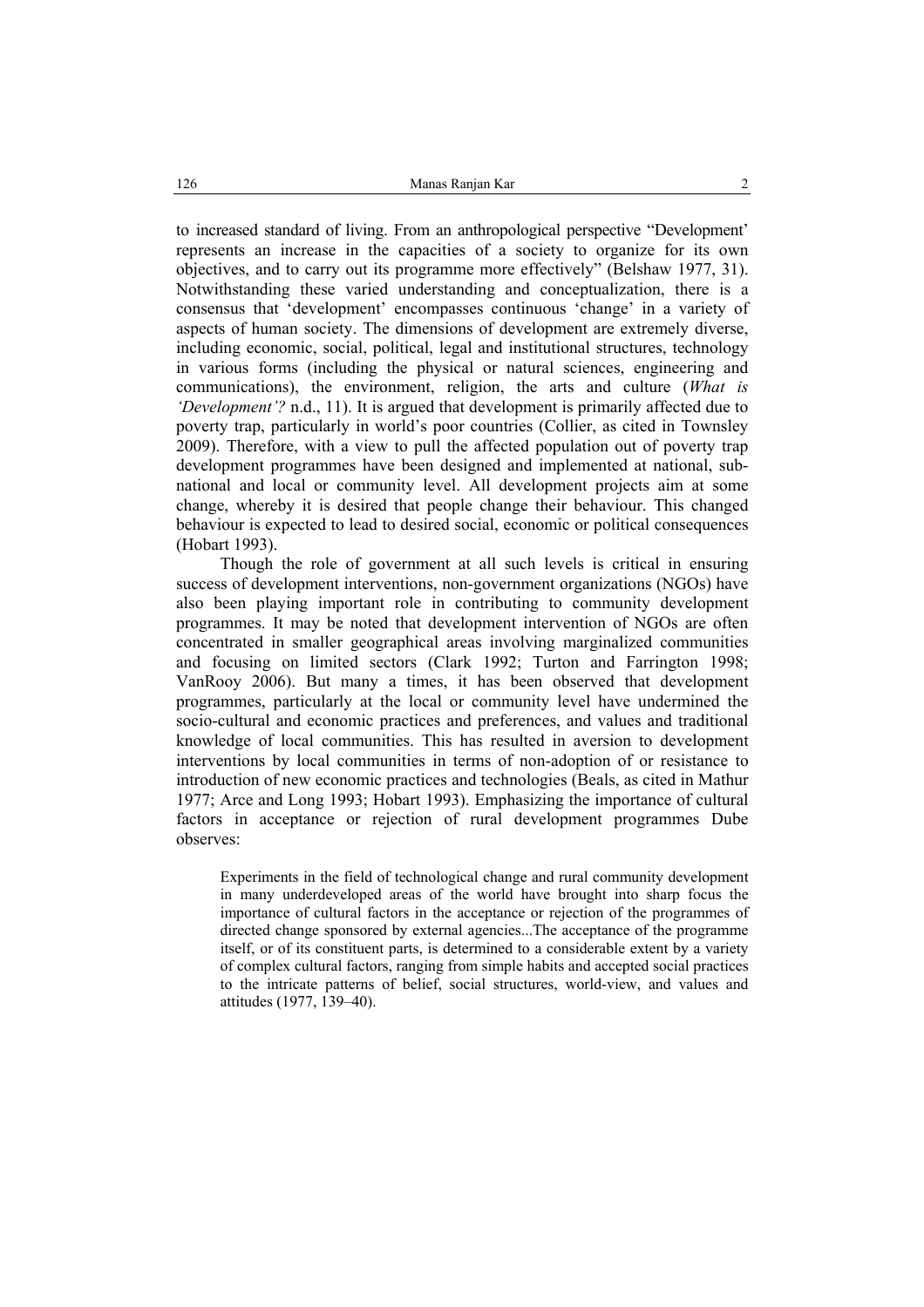to increased standard of living. From an anthropological perspective "Development' represents an increase in the capacities of a society to organize for its own objectives, and to carry out its programme more effectively" (Belshaw 1977, 31). Notwithstanding these varied understanding and conceptualization, there is a consensus that 'development' encompasses continuous 'change' in a variety of aspects of human society. The dimensions of development are extremely diverse, including economic, social, political, legal and institutional structures, technology in various forms (including the physical or natural sciences, engineering and communications), the environment, religion, the arts and culture (*What is 'Development'?* n.d., 11). It is argued that development is primarily affected due to poverty trap, particularly in world's poor countries (Collier, as cited in Townsley 2009). Therefore, with a view to pull the affected population out of poverty trap development programmes have been designed and implemented at national, sub-national and local or community level. All development projects aim at some change, whereby it is desired that people change their behaviour. This changed behaviour is expected to lead to desired social, economic or political consequences (Hobart 1993).

Though the role of government at all such levels is critical in ensuring success of development interventions, non-government organizations (NGOs) have also been playing important role in contributing to community development programmes. It may be noted that development intervention of NGOs are often concentrated in smaller geographical areas involving marginalized communities and focusing on limited sectors (Clark 1992; Turton and Farrington 1998; VanRooy 2006). But many a times, it has been observed that development programmes, particularly at the local or community level have undermined the socio-cultural and economic practices and preferences, and values and traditional knowledge of local communities. This has resulted in aversion to development interventions by local communities in terms of non-adoption of or resistance to introduction of new economic practices and technologies (Beals, as cited in Mathur 1977; Arce and Long 1993; Hobart 1993). Emphasizing the importance of cultural factors in acceptance or rejection of rural development programmes Dube observes:

> Experiments in the field of technological change and rural community development in many underdeveloped areas of the world have brought into sharp focus the importance of cultural factors in the acceptance or rejection of the programmes of directed change sponsored by external agencies...The acceptance of the programme itself, or of its constituent parts, is determined to a considerable extent by a variety of complex cultural factors, ranging from simple habits and accepted social practices to the intricate patterns of belief, social structures, world-view, and values and attitudes (1977, 139–40).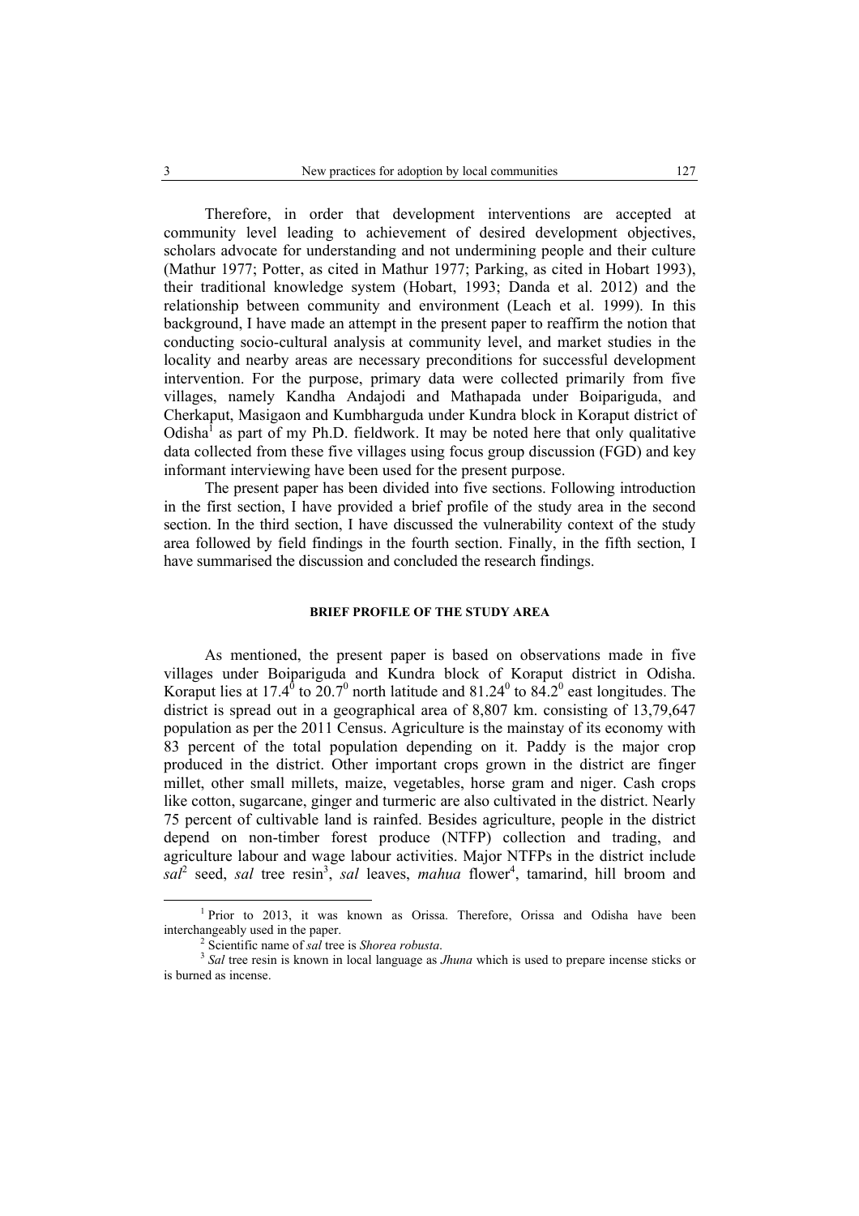Therefore, in order that development interventions are accepted at community level leading to achievement of desired development objectives, scholars advocate for understanding and not undermining people and their culture (Mathur 1977; Potter, as cited in Mathur 1977; Parking, as cited in Hobart 1993), their traditional knowledge system (Hobart, 1993; Danda et al. 2012) and the relationship between community and environment (Leach et al. 1999). In this background, I have made an attempt in the present paper to reaffirm the notion that conducting socio-cultural analysis at community level, and market studies in the locality and nearby areas are necessary preconditions for successful development intervention. For the purpose, primary data were collected primarily from five villages, namely Kandha Andajodi and Mathapada under Boipariguda, and Cherkaput, Masigaon and Kumbharguda under Kundra block in Koraput district of Odisha[1] as part of my Ph.D. fieldwork. It may be noted here that only qualitative data collected from these five villages using focus group discussion (FGD) and key informant interviewing have been used for the present purpose.

The present paper has been divided into five sections. Following introduction in the first section, I have provided a brief profile of the study area in the second section. In the third section, I have discussed the vulnerability context of the study area followed by field findings in the fourth section. Finally, in the fifth section, I have summarised the discussion and concluded the research findings.

## BRIEF PROFILE OF THE STUDY AREA

As mentioned, the present paper is based on observations made in five villages under Boipariguda and Kundra block of Koraput district in Odisha. Koraput lies at $17.4^0$ to $20.7^0$ north latitude and $81.24^0$ to $84.2^0$ east longitudes. The district is spread out in a geographical area of 8,807 km. consisting of 13,79,647 population as per the 2011 Census. Agriculture is the mainstay of its economy with 83 percent of the total population depending on it. Paddy is the major crop produced in the district. Other important crops grown in the district are finger millet, other small millets, maize, vegetables, horse gram and niger. Cash crops like cotton, sugarcane, ginger and turmeric are also cultivated in the district. Nearly 75 percent of cultivable land is rainfed. Besides agriculture, people in the district depend on non-timber forest produce (NTFP) collection and trading, and agriculture labour and wage labour activities. Major NTFPs in the district include *sal*[2] seed, *sal* tree resin[3], *sal* leaves, *mahua* flower[4], tamarind, hill broom and

---

[1] Prior to 2013, it was known as Orissa. Therefore, Orissa and Odisha have been interchangeably used in the paper.

[2] Scientific name of *sal* tree is *Shorea robusta*.

[3] *Sal* tree resin is known in local language as *Jhuna* which is used to prepare incense sticks or is burned as incense.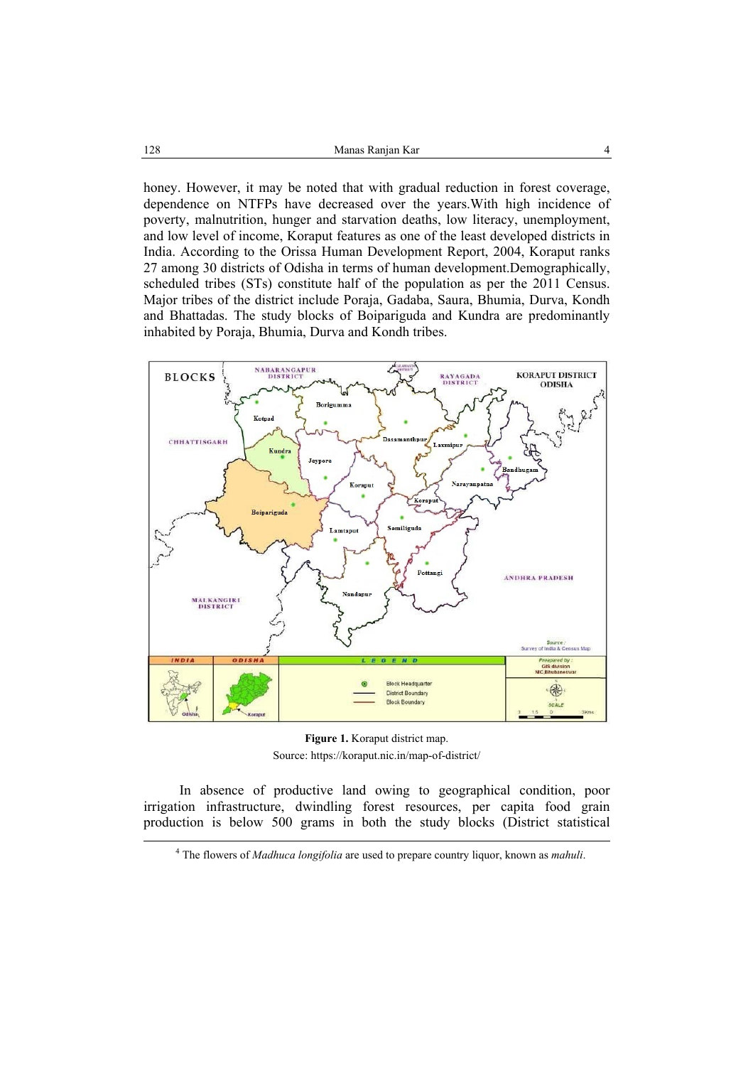honey. However, it may be noted that with gradual reduction in forest coverage, dependence on NTFPs have decreased over the years.With high incidence of poverty, malnutrition, hunger and starvation deaths, low literacy, unemployment, and low level of income, Koraput features as one of the least developed districts in India. According to the Orissa Human Development Report, 2004, Koraput ranks 27 among 30 districts of Odisha in terms of human development.Demographically, scheduled tribes (STs) constitute half of the population as per the 2011 Census. Major tribes of the district include Poraja, Gadaba, Saura, Bhumia, Durva, Kondh and Bhattadas. The study blocks of Boipariguda and Kundra are predominantly inhabited by Poraja, Bhumia, Durva and Kondh tribes.

**Figure 1.** Koraput district map.
Source: https://koraput.nic.in/map-of-district/

In absence of productive land owing to geographical condition, poor irrigation infrastructure, dwindling forest resources, per capita food grain production is below 500 grams in both the study blocks (District statistical

[4] The flowers of *Madhuca longifolia* are used to prepare country liquor, known as *mahuli*.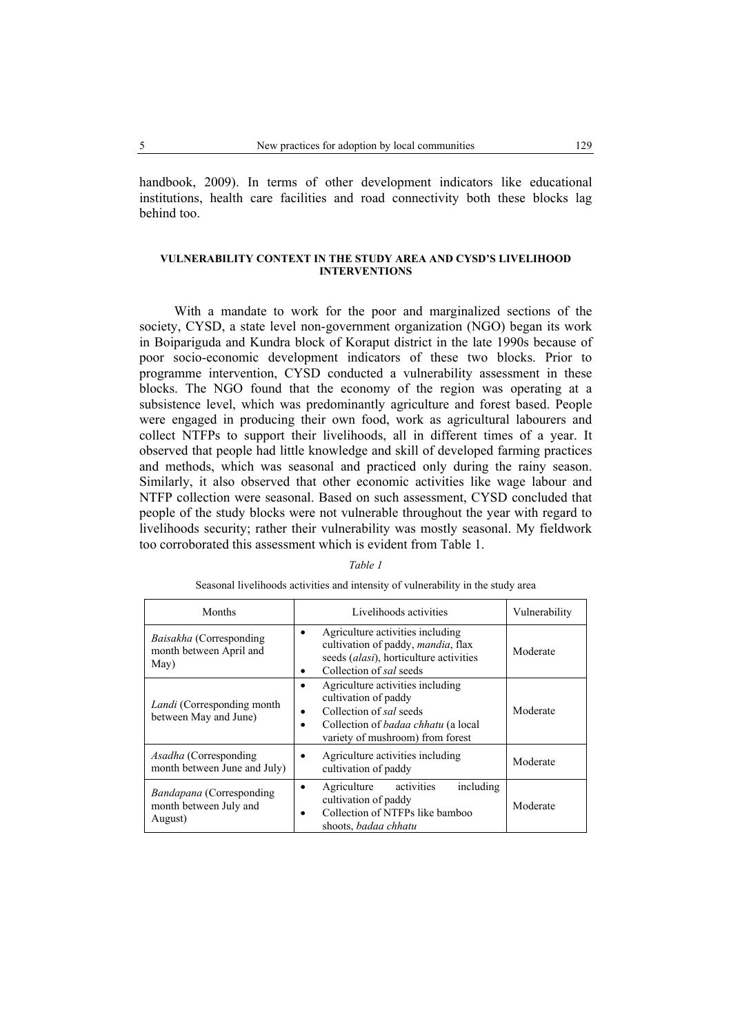handbook, 2009). In terms of other development indicators like educational institutions, health care facilities and road connectivity both these blocks lag behind too.

#### VULNERABILITY CONTEXT IN THE STUDY AREA AND CYSD'S LIVELIHOOD INTERVENTIONS

With a mandate to work for the poor and marginalized sections of the society, CYSD, a state level non-government organization (NGO) began its work in Boipariguda and Kundra block of Koraput district in the late 1990s because of poor socio-economic development indicators of these two blocks. Prior to programme intervention, CYSD conducted a vulnerability assessment in these blocks. The NGO found that the economy of the region was operating at a subsistence level, which was predominantly agriculture and forest based. People were engaged in producing their own food, work as agricultural labourers and collect NTFPs to support their livelihoods, all in different times of a year. It observed that people had little knowledge and skill of developed farming practices and methods, which was seasonal and practiced only during the rainy season. Similarly, it also observed that other economic activities like wage labour and NTFP collection were seasonal. Based on such assessment, CYSD concluded that people of the study blocks were not vulnerable throughout the year with regard to livelihoods security; rather their vulnerability was mostly seasonal. My fieldwork too corroborated this assessment which is evident from Table 1.

*Table 1*

Seasonal livelihoods activities and intensity of vulnerability in the study area

| Months | Livelihoods activities | Vulnerability |
|---|---|---|
| *Baisakha* (Corresponding month between April and May) | • Agriculture activities including cultivation of paddy, *mandia*, flax seeds (*alasi*), horticulture activities<br>• Collection of *sal* seeds | Moderate |
| *Landi* (Corresponding month between May and June) | • Agriculture activities including cultivation of paddy<br>• Collection of *sal* seeds<br>• Collection of *badaa chhatu* (a local variety of mushroom) from forest | Moderate |
| *Asadha* (Corresponding month between June and July) | • Agriculture activities including cultivation of paddy | Moderate |
| *Bandapana* (Corresponding month between July and August) | • Agriculture activities including cultivation of paddy<br>• Collection of NTFPs like bamboo shoots, *badaa chhatu* | Moderate |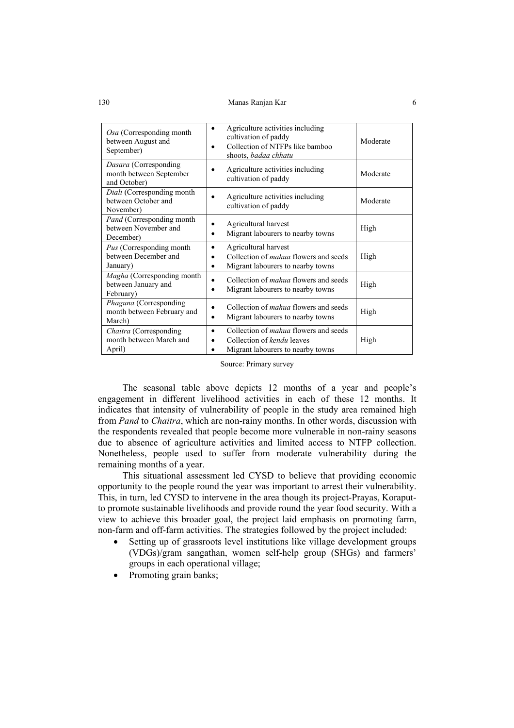| | | |
|---|---|---|
| *Osa* (Corresponding month between August and September) | • Agriculture activities including cultivation of paddy<br>• Collection of NTFPs like bamboo shoots, *badaa chhatu* | Moderate |
| *Dasara* (Corresponding month between September and October) | • Agriculture activities including cultivation of paddy | Moderate |
| *Diali* (Corresponding month between October and November) | • Agriculture activities including cultivation of paddy | Moderate |
| *Pand* (Corresponding month between November and December) | • Agricultural harvest<br>• Migrant labourers to nearby towns | High |
| *Pus* (Corresponding month between December and January) | • Agricultural harvest<br>• Collection of *mahua* flowers and seeds<br>• Migrant labourers to nearby towns | High |
| *Magha* (Corresponding month between January and February) | • Collection of *mahua* flowers and seeds<br>• Migrant labourers to nearby towns | High |
| *Phaguna* (Corresponding month between February and March) | • Collection of *mahua* flowers and seeds<br>• Migrant labourers to nearby towns | High |
| *Chaitra* (Corresponding month between March and April) | • Collection of *mahua* flowers and seeds<br>• Collection of *kendu* leaves<br>• Migrant labourers to nearby towns | High |

Source: Primary survey

The seasonal table above depicts 12 months of a year and people's engagement in different livelihood activities in each of these 12 months. It indicates that intensity of vulnerability of people in the study area remained high from *Pand* to *Chaitra*, which are non-rainy months. In other words, discussion with the respondents revealed that people become more vulnerable in non-rainy seasons due to absence of agriculture activities and limited access to NTFP collection. Nonetheless, people used to suffer from moderate vulnerability during the remaining months of a year.

This situational assessment led CYSD to believe that providing economic opportunity to the people round the year was important to arrest their vulnerability. This, in turn, led CYSD to intervene in the area though its project-Prayas, Koraput-to promote sustainable livelihoods and provide round the year food security. With a view to achieve this broader goal, the project laid emphasis on promoting farm, non-farm and off-farm activities. The strategies followed by the project included:

- Setting up of grassroots level institutions like village development groups (VDGs)/gram sangathan, women self-help group (SHGs) and farmers' groups in each operational village;
- Promoting grain banks;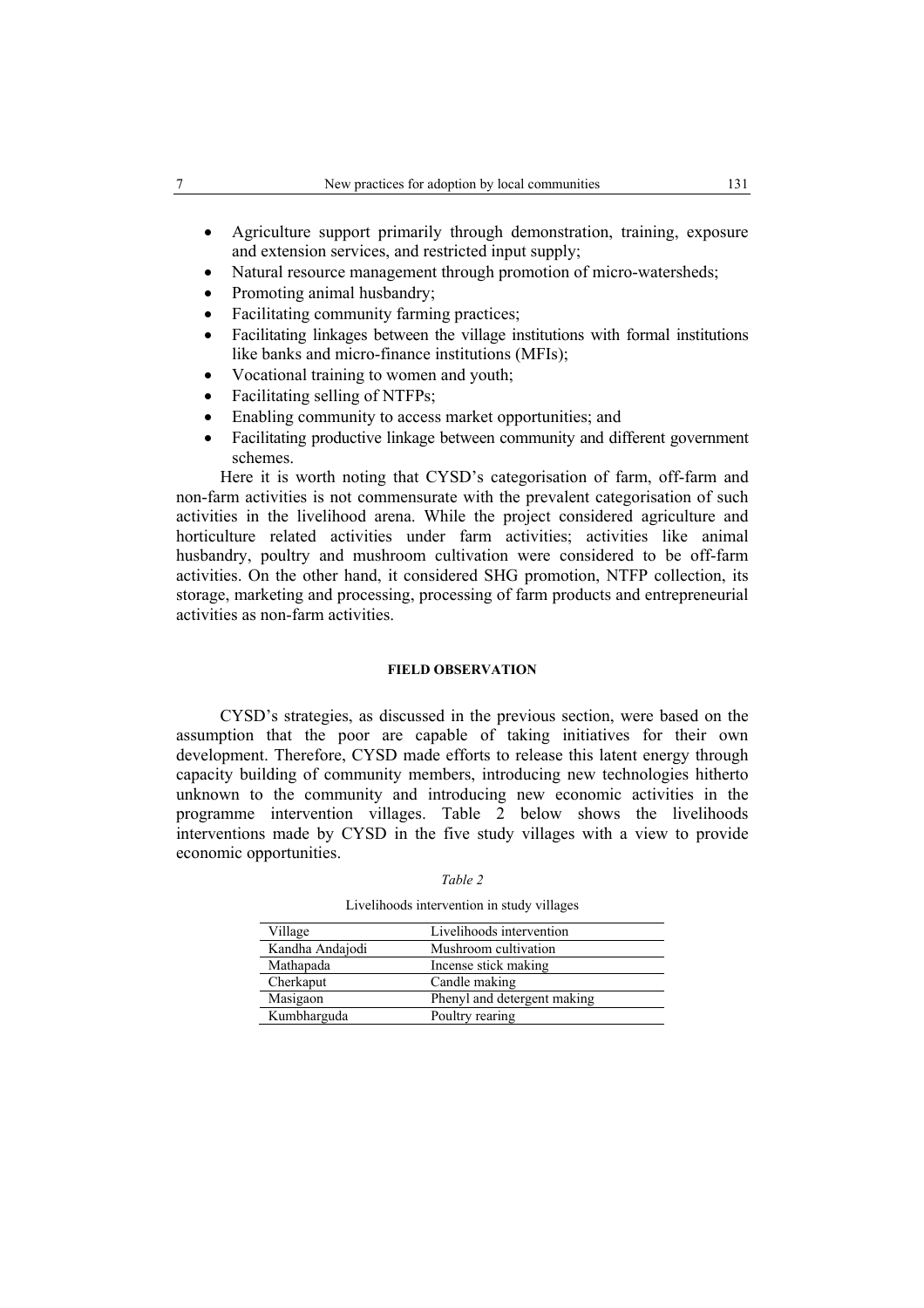- Agriculture support primarily through demonstration, training, exposure and extension services, and restricted input supply;
- Natural resource management through promotion of micro-watersheds;
- Promoting animal husbandry;
- Facilitating community farming practices;
- Facilitating linkages between the village institutions with formal institutions like banks and micro-finance institutions (MFIs);
- Vocational training to women and youth;
- Facilitating selling of NTFPs;
- Enabling community to access market opportunities; and
- Facilitating productive linkage between community and different government schemes.

Here it is worth noting that CYSD's categorisation of farm, off-farm and non-farm activities is not commensurate with the prevalent categorisation of such activities in the livelihood arena. While the project considered agriculture and horticulture related activities under farm activities; activities like animal husbandry, poultry and mushroom cultivation were considered to be off-farm activities. On the other hand, it considered SHG promotion, NTFP collection, its storage, marketing and processing, processing of farm products and entrepreneurial activities as non-farm activities.

## FIELD OBSERVATION

CYSD's strategies, as discussed in the previous section, were based on the assumption that the poor are capable of taking initiatives for their own development. Therefore, CYSD made efforts to release this latent energy through capacity building of community members, introducing new technologies hitherto unknown to the community and introducing new economic activities in the programme intervention villages. Table 2 below shows the livelihoods interventions made by CYSD in the five study villages with a view to provide economic opportunities.

*Table 2*

Livelihoods intervention in study villages

| Village | Livelihoods intervention |
|---|---|
| Kandha Andajodi | Mushroom cultivation |
| Mathapada | Incense stick making |
| Cherkaput | Candle making |
| Masigaon | Phenyl and detergent making |
| Kumbharguda | Poultry rearing |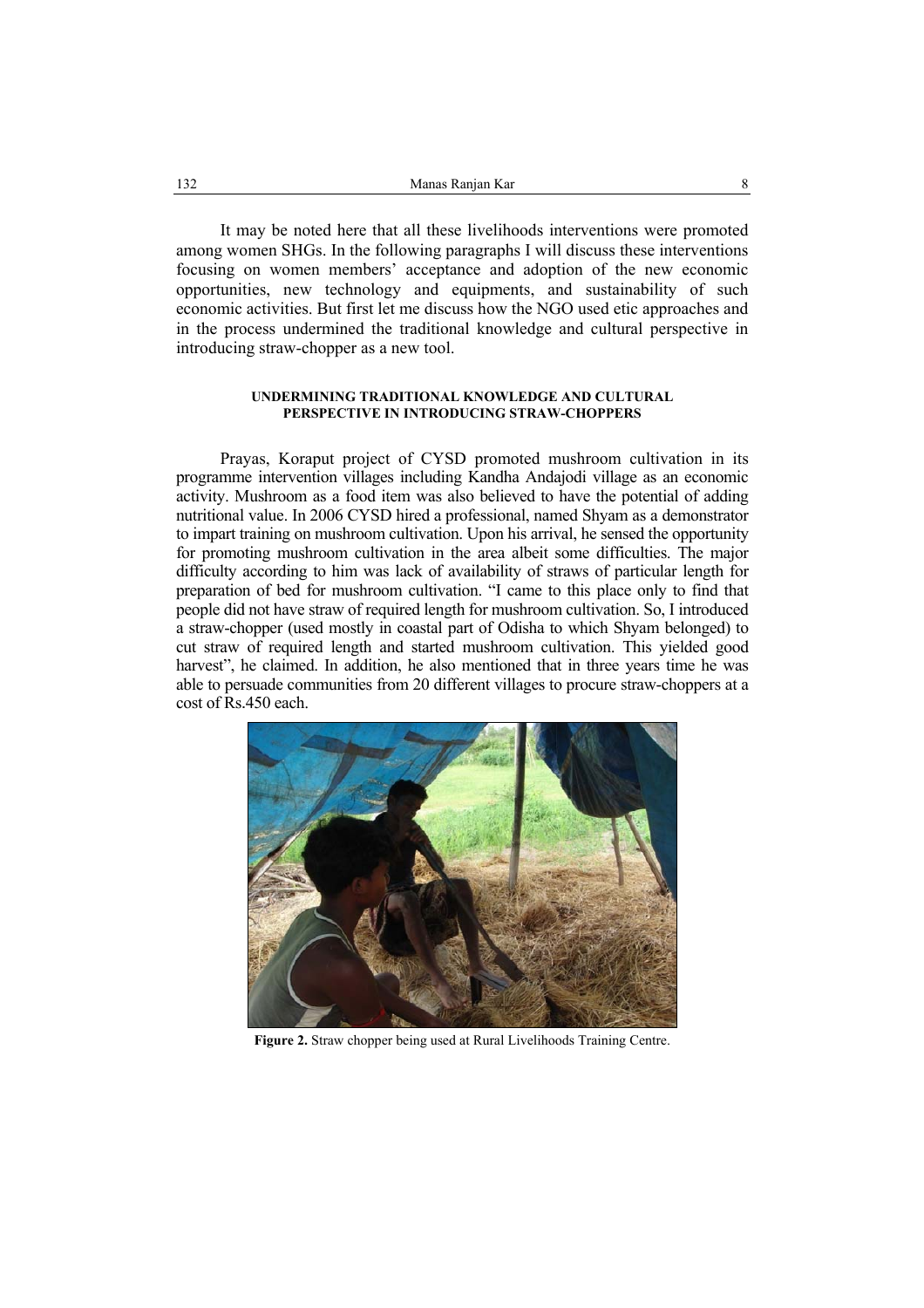It may be noted here that all these livelihoods interventions were promoted among women SHGs. In the following paragraphs I will discuss these interventions focusing on women members' acceptance and adoption of the new economic opportunities, new technology and equipments, and sustainability of such economic activities. But first let me discuss how the NGO used etic approaches and in the process undermined the traditional knowledge and cultural perspective in introducing straw-chopper as a new tool.

#### UNDERMINING TRADITIONAL KNOWLEDGE AND CULTURAL PERSPECTIVE IN INTRODUCING STRAW-CHOPPERS

Prayas, Koraput project of CYSD promoted mushroom cultivation in its programme intervention villages including Kandha Andajodi village as an economic activity. Mushroom as a food item was also believed to have the potential of adding nutritional value. In 2006 CYSD hired a professional, named Shyam as a demonstrator to impart training on mushroom cultivation. Upon his arrival, he sensed the opportunity for promoting mushroom cultivation in the area albeit some difficulties. The major difficulty according to him was lack of availability of straws of particular length for preparation of bed for mushroom cultivation. "I came to this place only to find that people did not have straw of required length for mushroom cultivation. So, I introduced a straw-chopper (used mostly in coastal part of Odisha to which Shyam belonged) to cut straw of required length and started mushroom cultivation. This yielded good harvest", he claimed. In addition, he also mentioned that in three years time he was able to persuade communities from 20 different villages to procure straw-choppers at a cost of Rs.450 each.

**Figure 2.** Straw chopper being used at Rural Livelihoods Training Centre.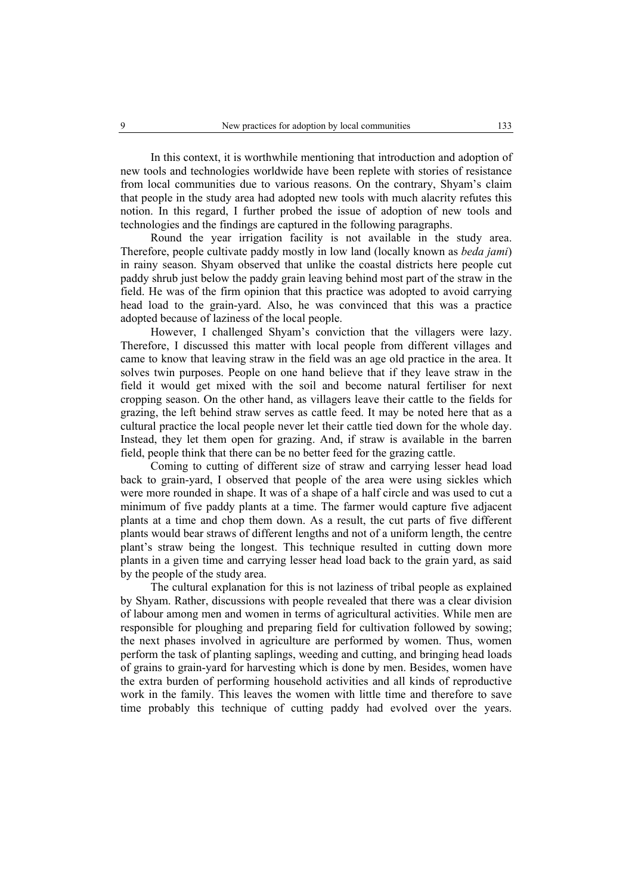In this context, it is worthwhile mentioning that introduction and adoption of new tools and technologies worldwide have been replete with stories of resistance from local communities due to various reasons. On the contrary, Shyam's claim that people in the study area had adopted new tools with much alacrity refutes this notion. In this regard, I further probed the issue of adoption of new tools and technologies and the findings are captured in the following paragraphs.

Round the year irrigation facility is not available in the study area. Therefore, people cultivate paddy mostly in low land (locally known as *beda jami*) in rainy season. Shyam observed that unlike the coastal districts here people cut paddy shrub just below the paddy grain leaving behind most part of the straw in the field. He was of the firm opinion that this practice was adopted to avoid carrying head load to the grain-yard. Also, he was convinced that this was a practice adopted because of laziness of the local people.

However, I challenged Shyam's conviction that the villagers were lazy. Therefore, I discussed this matter with local people from different villages and came to know that leaving straw in the field was an age old practice in the area. It solves twin purposes. People on one hand believe that if they leave straw in the field it would get mixed with the soil and become natural fertiliser for next cropping season. On the other hand, as villagers leave their cattle to the fields for grazing, the left behind straw serves as cattle feed. It may be noted here that as a cultural practice the local people never let their cattle tied down for the whole day. Instead, they let them open for grazing. And, if straw is available in the barren field, people think that there can be no better feed for the grazing cattle.

Coming to cutting of different size of straw and carrying lesser head load back to grain-yard, I observed that people of the area were using sickles which were more rounded in shape. It was of a shape of a half circle and was used to cut a minimum of five paddy plants at a time. The farmer would capture five adjacent plants at a time and chop them down. As a result, the cut parts of five different plants would bear straws of different lengths and not of a uniform length, the centre plant's straw being the longest. This technique resulted in cutting down more plants in a given time and carrying lesser head load back to the grain yard, as said by the people of the study area.

The cultural explanation for this is not laziness of tribal people as explained by Shyam. Rather, discussions with people revealed that there was a clear division of labour among men and women in terms of agricultural activities. While men are responsible for ploughing and preparing field for cultivation followed by sowing; the next phases involved in agriculture are performed by women. Thus, women perform the task of planting saplings, weeding and cutting, and bringing head loads of grains to grain-yard for harvesting which is done by men. Besides, women have the extra burden of performing household activities and all kinds of reproductive work in the family. This leaves the women with little time and therefore to save time probably this technique of cutting paddy had evolved over the years.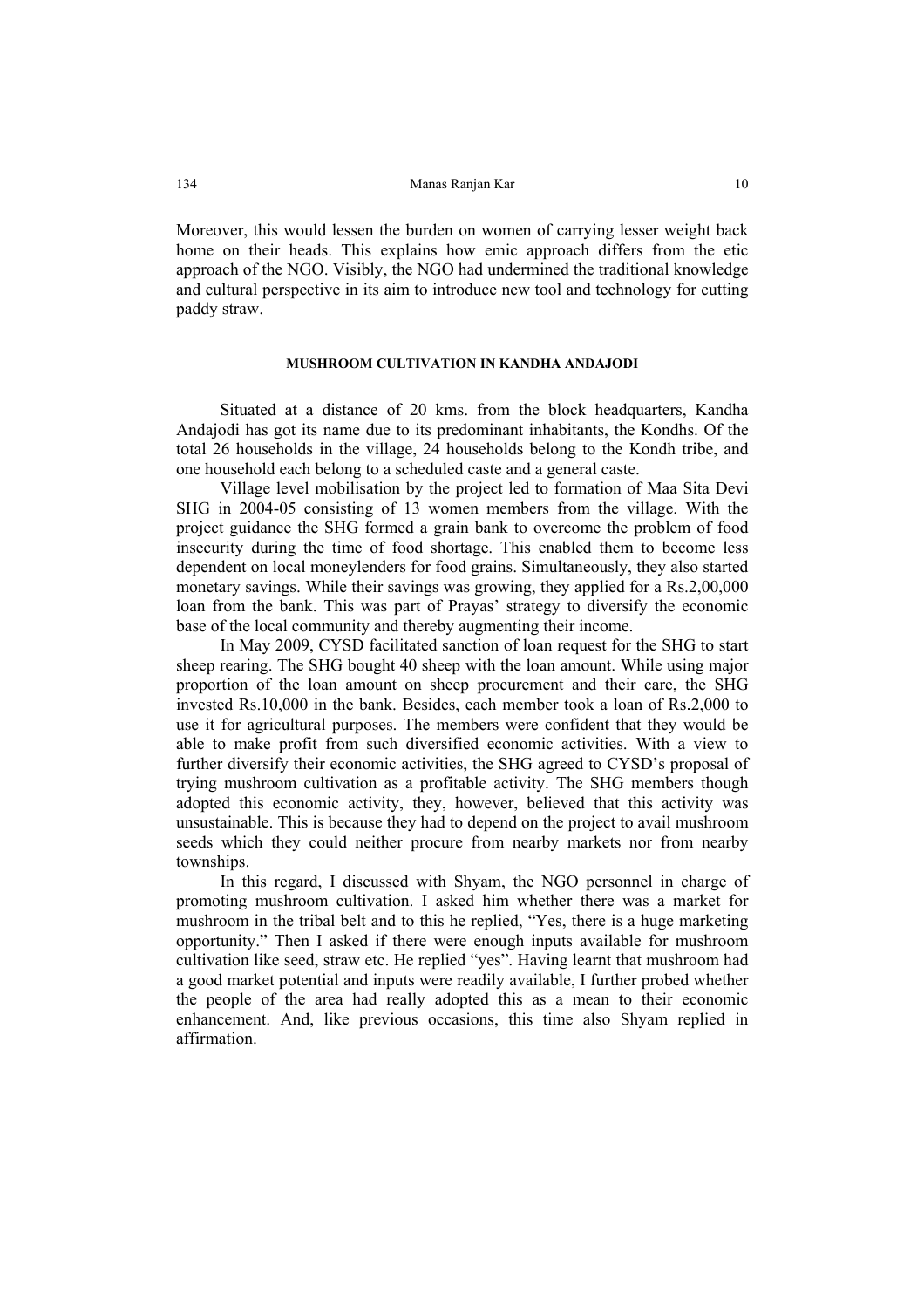Moreover, this would lessen the burden on women of carrying lesser weight back home on their heads. This explains how emic approach differs from the etic approach of the NGO. Visibly, the NGO had undermined the traditional knowledge and cultural perspective in its aim to introduce new tool and technology for cutting paddy straw.

#### MUSHROOM CULTIVATION IN KANDHA ANDAJODI

Situated at a distance of 20 kms. from the block headquarters, Kandha Andajodi has got its name due to its predominant inhabitants, the Kondhs. Of the total 26 households in the village, 24 households belong to the Kondh tribe, and one household each belong to a scheduled caste and a general caste.

Village level mobilisation by the project led to formation of Maa Sita Devi SHG in 2004-05 consisting of 13 women members from the village. With the project guidance the SHG formed a grain bank to overcome the problem of food insecurity during the time of food shortage. This enabled them to become less dependent on local moneylenders for food grains. Simultaneously, they also started monetary savings. While their savings was growing, they applied for a Rs.2,00,000 loan from the bank. This was part of Prayas' strategy to diversify the economic base of the local community and thereby augmenting their income.

In May 2009, CYSD facilitated sanction of loan request for the SHG to start sheep rearing. The SHG bought 40 sheep with the loan amount. While using major proportion of the loan amount on sheep procurement and their care, the SHG invested Rs.10,000 in the bank. Besides, each member took a loan of Rs.2,000 to use it for agricultural purposes. The members were confident that they would be able to make profit from such diversified economic activities. With a view to further diversify their economic activities, the SHG agreed to CYSD's proposal of trying mushroom cultivation as a profitable activity. The SHG members though adopted this economic activity, they, however, believed that this activity was unsustainable. This is because they had to depend on the project to avail mushroom seeds which they could neither procure from nearby markets nor from nearby townships.

In this regard, I discussed with Shyam, the NGO personnel in charge of promoting mushroom cultivation. I asked him whether there was a market for mushroom in the tribal belt and to this he replied, "Yes, there is a huge marketing opportunity." Then I asked if there were enough inputs available for mushroom cultivation like seed, straw etc. He replied "yes". Having learnt that mushroom had a good market potential and inputs were readily available, I further probed whether the people of the area had really adopted this as a mean to their economic enhancement. And, like previous occasions, this time also Shyam replied in affirmation.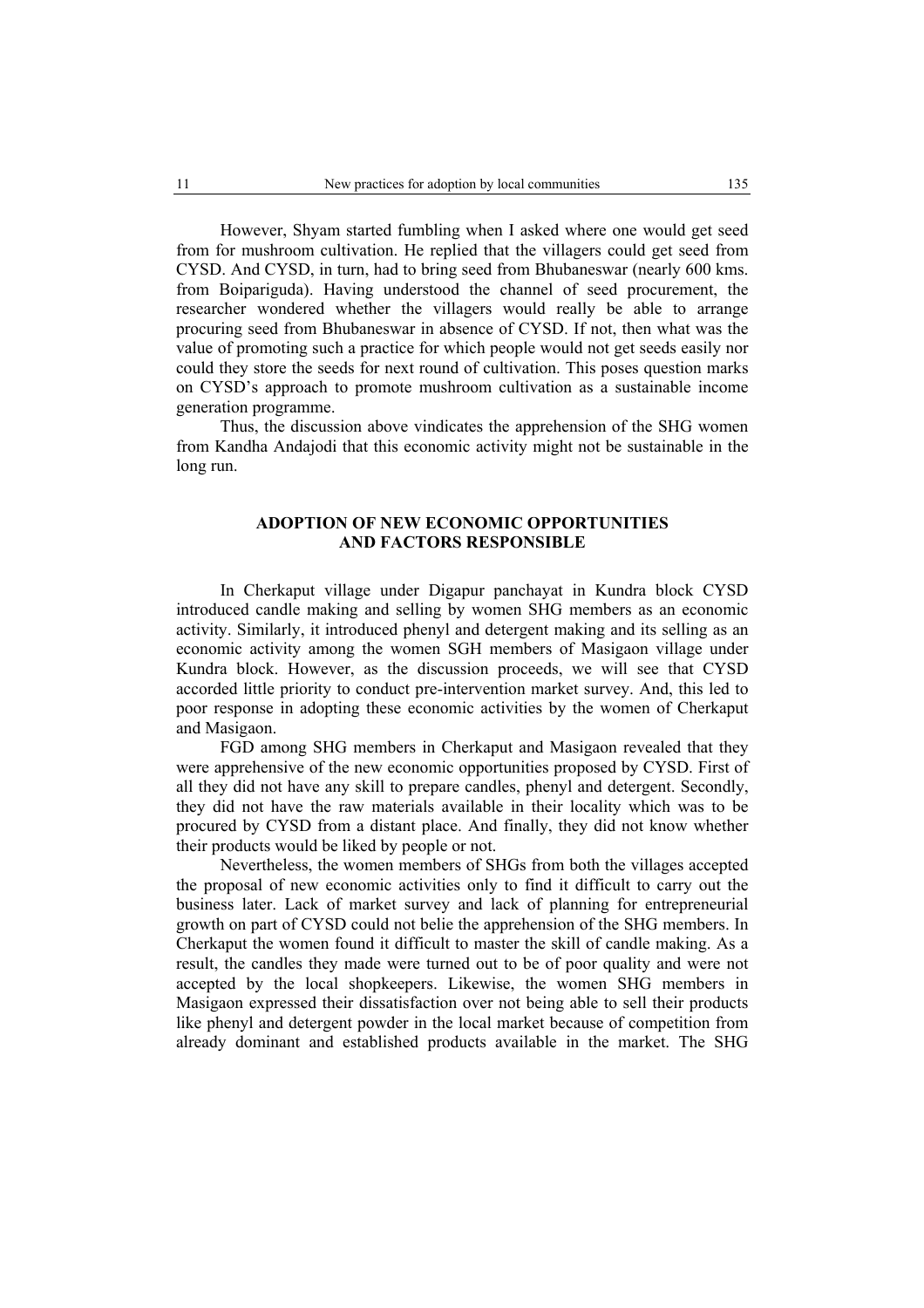However, Shyam started fumbling when I asked where one would get seed from for mushroom cultivation. He replied that the villagers could get seed from CYSD. And CYSD, in turn, had to bring seed from Bhubaneswar (nearly 600 kms. from Boipariguda). Having understood the channel of seed procurement, the researcher wondered whether the villagers would really be able to arrange procuring seed from Bhubaneswar in absence of CYSD. If not, then what was the value of promoting such a practice for which people would not get seeds easily nor could they store the seeds for next round of cultivation. This poses question marks on CYSD's approach to promote mushroom cultivation as a sustainable income generation programme.

Thus, the discussion above vindicates the apprehension of the SHG women from Kandha Andajodi that this economic activity might not be sustainable in the long run.

## ADOPTION OF NEW ECONOMIC OPPORTUNITIES AND FACTORS RESPONSIBLE

In Cherkaput village under Digapur panchayat in Kundra block CYSD introduced candle making and selling by women SHG members as an economic activity. Similarly, it introduced phenyl and detergent making and its selling as an economic activity among the women SGH members of Masigaon village under Kundra block. However, as the discussion proceeds, we will see that CYSD accorded little priority to conduct pre-intervention market survey. And, this led to poor response in adopting these economic activities by the women of Cherkaput and Masigaon.

FGD among SHG members in Cherkaput and Masigaon revealed that they were apprehensive of the new economic opportunities proposed by CYSD. First of all they did not have any skill to prepare candles, phenyl and detergent. Secondly, they did not have the raw materials available in their locality which was to be procured by CYSD from a distant place. And finally, they did not know whether their products would be liked by people or not.

Nevertheless, the women members of SHGs from both the villages accepted the proposal of new economic activities only to find it difficult to carry out the business later. Lack of market survey and lack of planning for entrepreneurial growth on part of CYSD could not belie the apprehension of the SHG members. In Cherkaput the women found it difficult to master the skill of candle making. As a result, the candles they made were turned out to be of poor quality and were not accepted by the local shopkeepers. Likewise, the women SHG members in Masigaon expressed their dissatisfaction over not being able to sell their products like phenyl and detergent powder in the local market because of competition from already dominant and established products available in the market. The SHG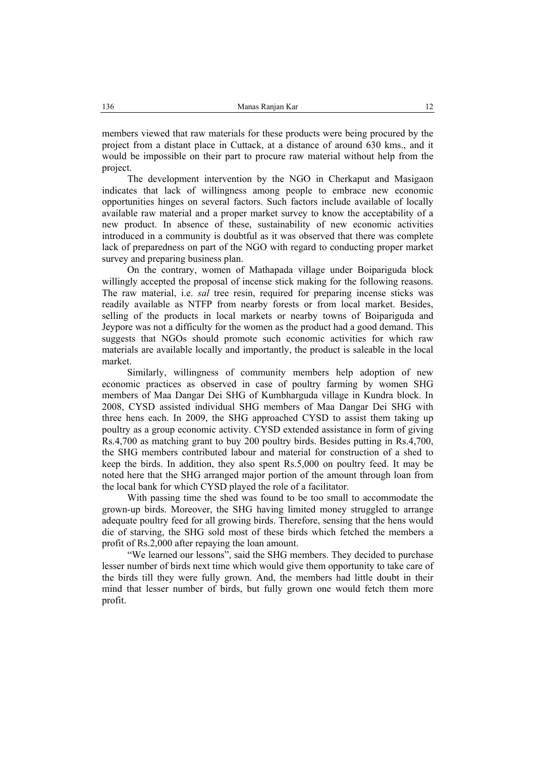members viewed that raw materials for these products were being procured by the project from a distant place in Cuttack, at a distance of around 630 kms., and it would be impossible on their part to procure raw material without help from the project.

The development intervention by the NGO in Cherkaput and Masigaon indicates that lack of willingness among people to embrace new economic opportunities hinges on several factors. Such factors include available of locally available raw material and a proper market survey to know the acceptability of a new product. In absence of these, sustainability of new economic activities introduced in a community is doubtful as it was observed that there was complete lack of preparedness on part of the NGO with regard to conducting proper market survey and preparing business plan.

On the contrary, women of Mathapada village under Boipariguda block willingly accepted the proposal of incense stick making for the following reasons. The raw material, i.e. *sal* tree resin, required for preparing incense sticks was readily available as NTFP from nearby forests or from local market. Besides, selling of the products in local markets or nearby towns of Boipariguda and Jeypore was not a difficulty for the women as the product had a good demand. This suggests that NGOs should promote such economic activities for which raw materials are available locally and importantly, the product is saleable in the local market.

Similarly, willingness of community members help adoption of new economic practices as observed in case of poultry farming by women SHG members of Maa Dangar Dei SHG of Kumbharguda village in Kundra block. In 2008, CYSD assisted individual SHG members of Maa Dangar Dei SHG with three hens each. In 2009, the SHG approached CYSD to assist them taking up poultry as a group economic activity. CYSD extended assistance in form of giving Rs.4,700 as matching grant to buy 200 poultry birds. Besides putting in Rs.4,700, the SHG members contributed labour and material for construction of a shed to keep the birds. In addition, they also spent Rs.5,000 on poultry feed. It may be noted here that the SHG arranged major portion of the amount through loan from the local bank for which CYSD played the role of a facilitator.

With passing time the shed was found to be too small to accommodate the grown-up birds. Moreover, the SHG having limited money struggled to arrange adequate poultry feed for all growing birds. Therefore, sensing that the hens would die of starving, the SHG sold most of these birds which fetched the members a profit of Rs.2,000 after repaying the loan amount.

"We learned our lessons", said the SHG members. They decided to purchase lesser number of birds next time which would give them opportunity to take care of the birds till they were fully grown. And, the members had little doubt in their mind that lesser number of birds, but fully grown one would fetch them more profit.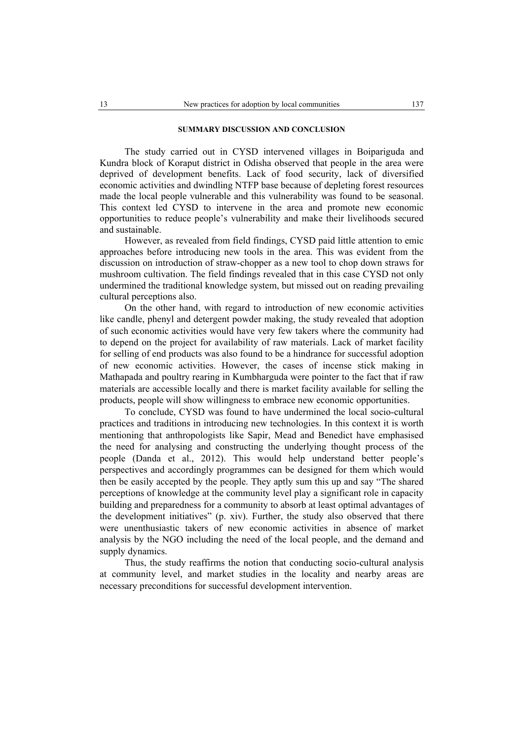## SUMMARY DISCUSSION AND CONCLUSION

The study carried out in CYSD intervened villages in Boipariguda and Kundra block of Koraput district in Odisha observed that people in the area were deprived of development benefits. Lack of food security, lack of diversified economic activities and dwindling NTFP base because of depleting forest resources made the local people vulnerable and this vulnerability was found to be seasonal. This context led CYSD to intervene in the area and promote new economic opportunities to reduce people's vulnerability and make their livelihoods secured and sustainable.

However, as revealed from field findings, CYSD paid little attention to emic approaches before introducing new tools in the area. This was evident from the discussion on introduction of straw-chopper as a new tool to chop down straws for mushroom cultivation. The field findings revealed that in this case CYSD not only undermined the traditional knowledge system, but missed out on reading prevailing cultural perceptions also.

On the other hand, with regard to introduction of new economic activities like candle, phenyl and detergent powder making, the study revealed that adoption of such economic activities would have very few takers where the community had to depend on the project for availability of raw materials. Lack of market facility for selling of end products was also found to be a hindrance for successful adoption of new economic activities. However, the cases of incense stick making in Mathapada and poultry rearing in Kumbharguda were pointer to the fact that if raw materials are accessible locally and there is market facility available for selling the products, people will show willingness to embrace new economic opportunities.

To conclude, CYSD was found to have undermined the local socio-cultural practices and traditions in introducing new technologies. In this context it is worth mentioning that anthropologists like Sapir, Mead and Benedict have emphasised the need for analysing and constructing the underlying thought process of the people (Danda et al., 2012). This would help understand better people's perspectives and accordingly programmes can be designed for them which would then be easily accepted by the people. They aptly sum this up and say "The shared perceptions of knowledge at the community level play a significant role in capacity building and preparedness for a community to absorb at least optimal advantages of the development initiatives" (p. xiv). Further, the study also observed that there were unenthusiastic takers of new economic activities in absence of market analysis by the NGO including the need of the local people, and the demand and supply dynamics.

Thus, the study reaffirms the notion that conducting socio-cultural analysis at community level, and market studies in the locality and nearby areas are necessary preconditions for successful development intervention.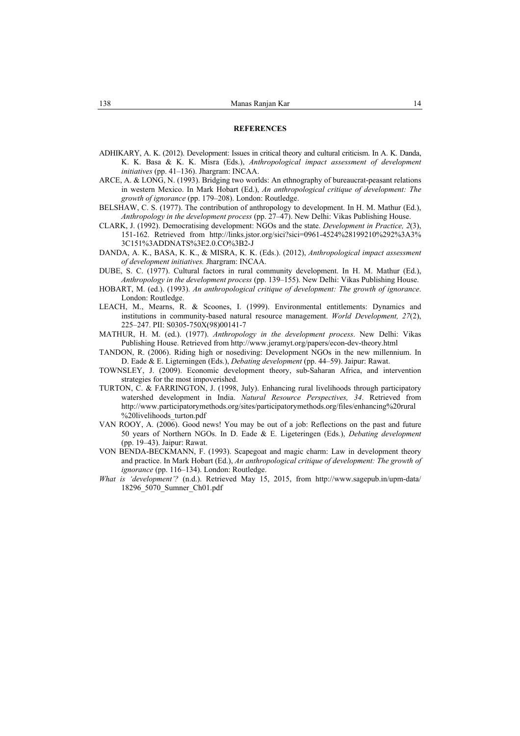## REFERENCES

ADHIKARY, A. K. (2012). Development: Issues in critical theory and cultural criticism. In A. K. Danda, K. K. Basa & K. K. Misra (Eds.), *Anthropological impact assessment of development initiatives* (pp. 41–136). Jhargram: INCAA.

ARCE, A. & LONG, N. (1993). Bridging two worlds: An ethnography of bureaucrat-peasant relations in western Mexico. In Mark Hobart (Ed.), *An anthropological critique of development: The growth of ignorance* (pp. 179–208). London: Routledge.

BELSHAW, C. S. (1977). The contribution of anthropology to development. In H. M. Mathur (Ed.), *Anthropology in the development process* (pp. 27–47). New Delhi: Vikas Publishing House.

CLARK, J. (1992). Democratising development: NGOs and the state. *Development in Practice, 2*(3), 151-162. Retrieved from http://links.jstor.org/sici?sici=0961-4524%28199210%292%3A3%3C151%3ADDNATS%3E2.0.CO%3B2-J

DANDA, A. K., BASA, K. K., & MISRA, K. K. (Eds.). (2012), *Anthropological impact assessment of development initiatives.* Jhargram: INCAA.

DUBE, S. C. (1977). Cultural factors in rural community development. In H. M. Mathur (Ed.), *Anthropology in the development process* (pp. 139–155). New Delhi: Vikas Publishing House.

HOBART, M. (ed.). (1993). *An anthropological critique of development: The growth of ignorance*. London: Routledge.

LEACH, M., Mearns, R. & Scoones, I. (1999). Environmental entitlements: Dynamics and institutions in community-based natural resource management. *World Development, 27*(2), 225–247. PII: S0305-750X(98)00141-7

MATHUR, H. M. (ed.). (1977). *Anthropology in the development process*. New Delhi: Vikas Publishing House. Retrieved from http://www.jeramyt.org/papers/econ-dev-theory.html

TANDON, R. (2006). Riding high or nosediving: Development NGOs in the new millennium. In D. Eade & E. Ligterningen (Eds.), *Debating development* (pp. 44–59). Jaipur: Rawat.

TOWNSLEY, J. (2009). Economic development theory, sub-Saharan Africa, and intervention strategies for the most impoverished.

TURTON, C. & FARRINGTON, J. (1998, July). Enhancing rural livelihoods through participatory watershed development in India. *Natural Resource Perspectives, 34*. Retrieved from http://www.participatorymethods.org/sites/participatorymethods.org/files/enhancing%20rural%20livelihoods_turton.pdf

VAN ROOY, A. (2006). Good news! You may be out of a job: Reflections on the past and future 50 years of Northern NGOs. In D. Eade & E. Ligeteringen (Eds.), *Debating development* (pp. 19–43). Jaipur: Rawat.

VON BENDA-BECKMANN, F. (1993). Scapegoat and magic charm: Law in development theory and practice. In Mark Hobart (Ed.), *An anthropological critique of development: The growth of ignorance* (pp. 116–134). London: Routledge.

*What is 'development'?* (n.d.). Retrieved May 15, 2015, from http://www.sagepub.in/upm-data/18296_5070_Sumner_Ch01.pdf